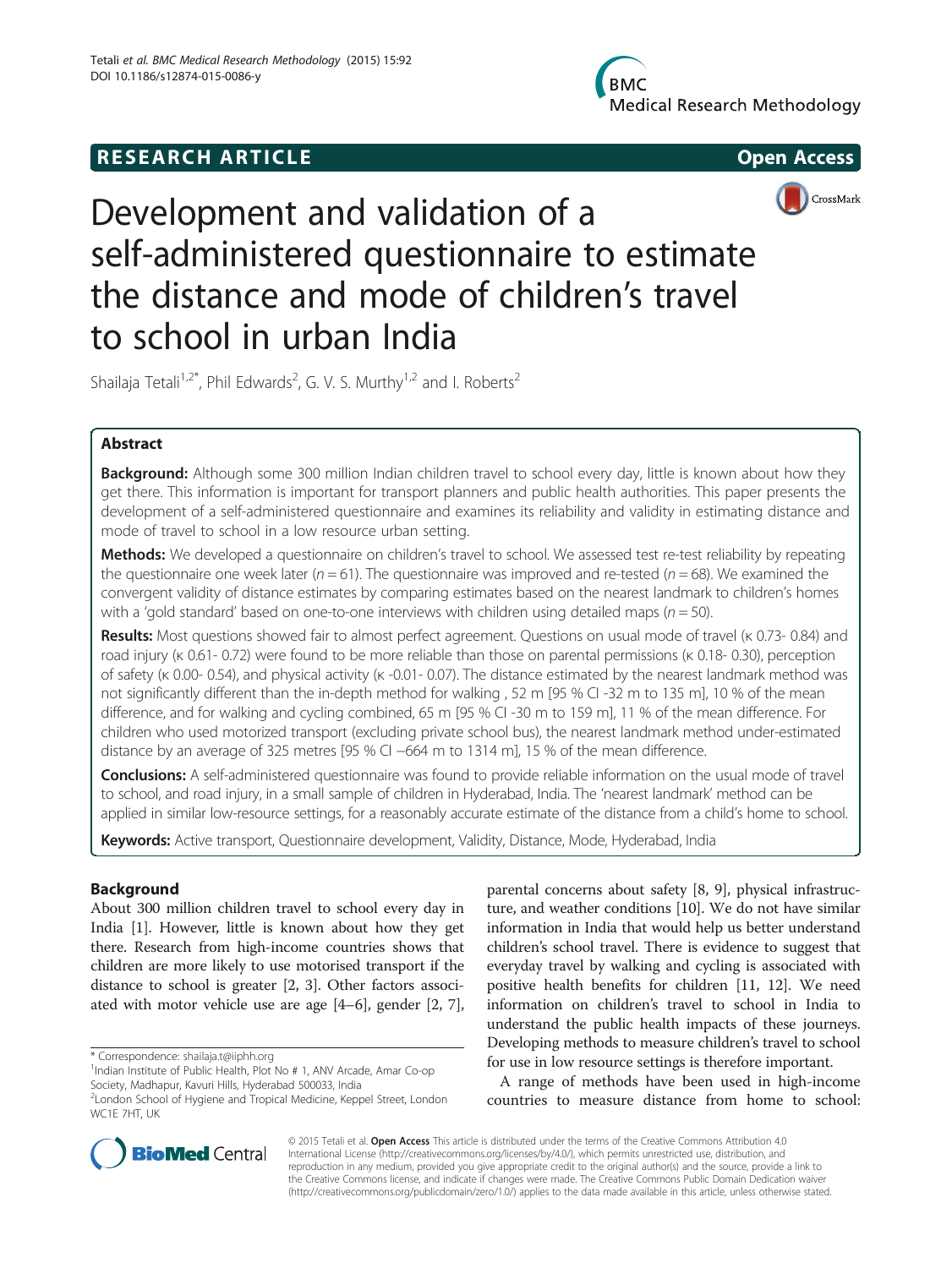RESEARCH ARTICLE

Open Access

# Development and validation of a self-administered questionnaire to estimate the distance and mode of children's travel to school in urban India

Shailaja Tetali[1,2*], Phil Edwards[2], G. V. S. Murthy[1,2] and I. Roberts[2]

## Abstract

**Background:** Although some 300 million Indian children travel to school every day, little is known about how they get there. This information is important for transport planners and public health authorities. This paper presents the development of a self-administered questionnaire and examines its reliability and validity in estimating distance and mode of travel to school in a low resource urban setting.

**Methods:** We developed a questionnaire on children's travel to school. We assessed test re-test reliability by repeating the questionnaire one week later ($n = 61$). The questionnaire was improved and re-tested ($n = 68$). We examined the convergent validity of distance estimates by comparing estimates based on the nearest landmark to children's homes with a 'gold standard' based on one-to-one interviews with children using detailed maps ($n = 50$).

**Results:** Most questions showed fair to almost perfect agreement. Questions on usual mode of travel (κ 0.73- 0.84) and road injury (κ 0.61- 0.72) were found to be more reliable than those on parental permissions (κ 0.18- 0.30), perception of safety (κ 0.00- 0.54), and physical activity (κ -0.01- 0.07). The distance estimated by the nearest landmark method was not significantly different than the in-depth method for walking , 52 m [95 % CI -32 m to 135 m], 10 % of the mean difference, and for walking and cycling combined, 65 m [95 % CI -30 m to 159 m], 11 % of the mean difference. For children who used motorized transport (excluding private school bus), the nearest landmark method under-estimated distance by an average of 325 metres [95 % CI –664 m to 1314 m], 15 % of the mean difference.

**Conclusions:** A self-administered questionnaire was found to provide reliable information on the usual mode of travel to school, and road injury, in a small sample of children in Hyderabad, India. The 'nearest landmark' method can be applied in similar low-resource settings, for a reasonably accurate estimate of the distance from a child's home to school.

**Keywords:** Active transport, Questionnaire development, Validity, Distance, Mode, Hyderabad, India

## Background

About 300 million children travel to school every day in India [1]. However, little is known about how they get there. Research from high-income countries shows that children are more likely to use motorised transport if the distance to school is greater [2, 3]. Other factors associated with motor vehicle use are age [4–6], gender [2, 7], parental concerns about safety [8, 9], physical infrastructure, and weather conditions [10]. We do not have similar information in India that would help us better understand children's school travel. There is evidence to suggest that everyday travel by walking and cycling is associated with positive health benefits for children [11, 12]. We need information on children's travel to school in India to understand the public health impacts of these journeys. Developing methods to measure children's travel to school for use in low resource settings is therefore important.

A range of methods have been used in high-income countries to measure distance from home to school:

\* Correspondence: shailaja.t@iiphh.org
[1]Indian Institute of Public Health, Plot No # 1, ANV Arcade, Amar Co-op Society, Madhapur, Kavuri Hills, Hyderabad 500033, India
[2]London School of Hygiene and Tropical Medicine, Keppel Street, London WC1E 7HT, UK

© 2015 Tetali et al. **Open Access** This article is distributed under the terms of the Creative Commons Attribution 4.0 International License (http://creativecommons.org/licenses/by/4.0/), which permits unrestricted use, distribution, and reproduction in any medium, provided you give appropriate credit to the original author(s) and the source, provide a link to the Creative Commons license, and indicate if changes were made. The Creative Commons Public Domain Dedication waiver (http://creativecommons.org/publicdomain/zero/1.0/) applies to the data made available in this article, unless otherwise stated.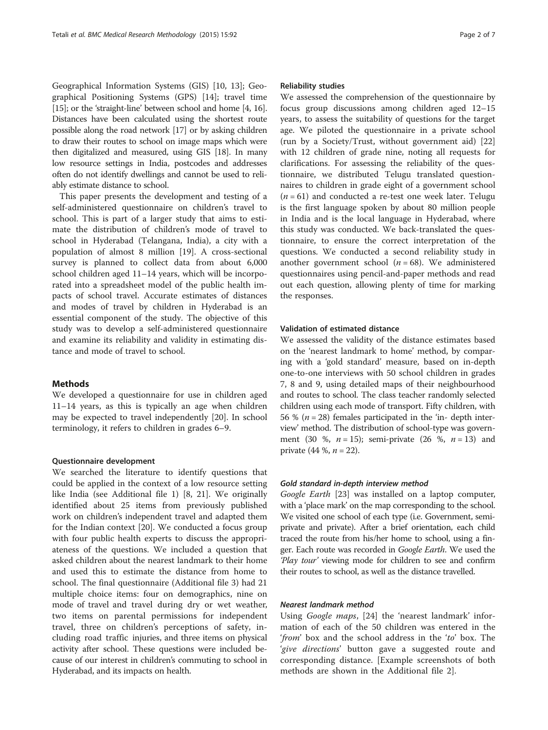Geographical Information Systems (GIS) [10, 13]; Geographical Positioning Systems (GPS) [14]; travel time [15]; or the 'straight-line' between school and home [4, 16]. Distances have been calculated using the shortest route possible along the road network [17] or by asking children to draw their routes to school on image maps which were then digitalized and measured, using GIS [18]. In many low resource settings in India, postcodes and addresses often do not identify dwellings and cannot be used to reliably estimate distance to school.

This paper presents the development and testing of a self-administered questionnaire on children's travel to school. This is part of a larger study that aims to estimate the distribution of children's mode of travel to school in Hyderabad (Telangana, India), a city with a population of almost 8 million [19]. A cross-sectional survey is planned to collect data from about 6,000 school children aged 11–14 years, which will be incorporated into a spreadsheet model of the public health impacts of school travel. Accurate estimates of distances and modes of travel by children in Hyderabad is an essential component of the study. The objective of this study was to develop a self-administered questionnaire and examine its reliability and validity in estimating distance and mode of travel to school.

## Methods

We developed a questionnaire for use in children aged 11–14 years, as this is typically an age when children may be expected to travel independently [20]. In school terminology, it refers to children in grades 6–9.

### Questionnaire development

We searched the literature to identify questions that could be applied in the context of a low resource setting like India (see Additional file 1) [8, 21]. We originally identified about 25 items from previously published work on children's independent travel and adapted them for the Indian context [20]. We conducted a focus group with four public health experts to discuss the appropriateness of the questions. We included a question that asked children about the nearest landmark to their home and used this to estimate the distance from home to school. The final questionnaire (Additional file 3) had 21 multiple choice items: four on demographics, nine on mode of travel and travel during dry or wet weather, two items on parental permissions for independent travel, three on children's perceptions of safety, including road traffic injuries, and three items on physical activity after school. These questions were included because of our interest in children's commuting to school in Hyderabad, and its impacts on health.

### Reliability studies

We assessed the comprehension of the questionnaire by focus group discussions among children aged 12–15 years, to assess the suitability of questions for the target age. We piloted the questionnaire in a private school (run by a Society/Trust, without government aid) [22] with 12 children of grade nine, noting all requests for clarifications. For assessing the reliability of the questionnaire, we distributed Telugu translated questionnaires to children in grade eight of a government school ($n = 61$) and conducted a re-test one week later. Telugu is the first language spoken by about 80 million people in India and is the local language in Hyderabad, where this study was conducted. We back-translated the questionnaire, to ensure the correct interpretation of the questions. We conducted a second reliability study in another government school ($n = 68$). We administered questionnaires using pencil-and-paper methods and read out each question, allowing plenty of time for marking the responses.

### Validation of estimated distance

We assessed the validity of the distance estimates based on the 'nearest landmark to home' method, by comparing with a 'gold standard' measure, based on in-depth one-to-one interviews with 50 school children in grades 7, 8 and 9, using detailed maps of their neighbourhood and routes to school. The class teacher randomly selected children using each mode of transport. Fifty children, with 56 % ($n = 28$) females participated in the 'in- depth interview' method. The distribution of school-type was government (30 %, $n = 15$); semi-private (26 %, $n = 13$) and private (44 %, $n = 22$).

#### *Gold standard in-depth interview method*

*Google Earth* [23] was installed on a laptop computer, with a 'place mark' on the map corresponding to the school. We visited one school of each type (i.e. Government, semi-private and private). After a brief orientation, each child traced the route from his/her home to school, using a finger. Each route was recorded in *Google Earth*. We used the *'Play tour'* viewing mode for children to see and confirm their routes to school, as well as the distance travelled.

#### *Nearest landmark method*

Using *Google maps*, [24] the 'nearest landmark' information of each of the 50 children was entered in the '*from*' box and the school address in the '*to*' box. The '*give directions*' button gave a suggested route and corresponding distance. [Example screenshots of both methods are shown in the Additional file 2].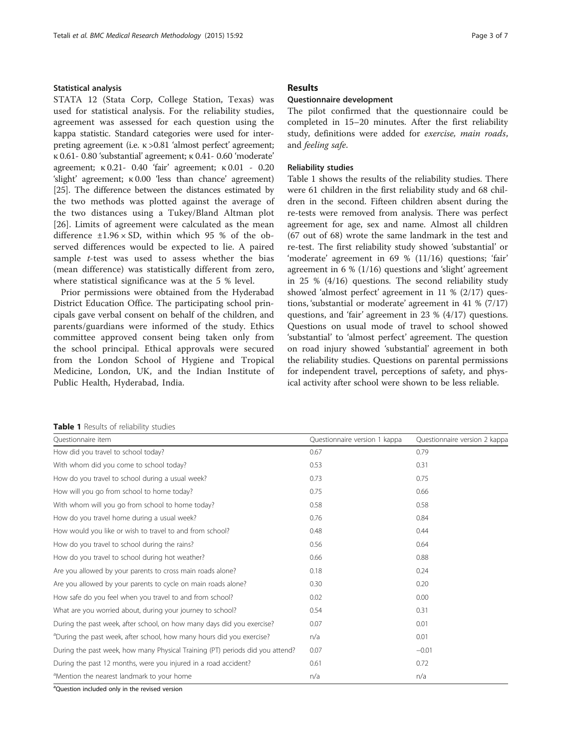### Statistical analysis

STATA 12 (Stata Corp, College Station, Texas) was used for statistical analysis. For the reliability studies, agreement was assessed for each question using the kappa statistic. Standard categories were used for interpreting agreement (i.e. $\kappa$ >0.81 'almost perfect' agreement; $\kappa$ 0.61- 0.80 'substantial' agreement; $\kappa$ 0.41- 0.60 'moderate' agreement; $\kappa$ 0.21- 0.40 'fair' agreement; $\kappa$ 0.01 - 0.20 'slight' agreement; $\kappa$ 0.00 'less than chance' agreement) [25]. The difference between the distances estimated by the two methods was plotted against the average of the two distances using a Tukey/Bland Altman plot [26]. Limits of agreement were calculated as the mean difference $\pm 1.96 \times$ SD, within which 95 % of the observed differences would be expected to lie. A paired sample *t*-test was used to assess whether the bias (mean difference) was statistically different from zero, where statistical significance was at the 5 % level.

Prior permissions were obtained from the Hyderabad District Education Office. The participating school principals gave verbal consent on behalf of the children, and parents/guardians were informed of the study. Ethics committee approved consent being taken only from the school principal. Ethical approvals were secured from the London School of Hygiene and Tropical Medicine, London, UK, and the Indian Institute of Public Health, Hyderabad, India.

## Results

### Questionnaire development

The pilot confirmed that the questionnaire could be completed in 15–20 minutes. After the first reliability study, definitions were added for *exercise, main roads*, and *feeling safe.*

### Reliability studies

Table 1 shows the results of the reliability studies. There were 61 children in the first reliability study and 68 children in the second. Fifteen children absent during the re-tests were removed from analysis. There was perfect agreement for age, sex and name. Almost all children (67 out of 68) wrote the same landmark in the test and re-test. The first reliability study showed 'substantial' or 'moderate' agreement in 69 % (11/16) questions; 'fair' agreement in 6 % (1/16) questions and 'slight' agreement in 25 % (4/16) questions. The second reliability study showed 'almost perfect' agreement in 11 % (2/17) questions, 'substantial or moderate' agreement in 41 % (7/17) questions, and 'fair' agreement in 23 % (4/17) questions. Questions on usual mode of travel to school showed 'substantial' to 'almost perfect' agreement. The question on road injury showed 'substantial' agreement in both the reliability studies. Questions on parental permissions for independent travel, perceptions of safety, and physical activity after school were shown to be less reliable.

**Table 1** Results of reliability studies

| Questionnaire item | Questionnaire version 1 kappa | Questionnaire version 2 kappa |
|---|---|---|
| How did you travel to school today? | 0.67 | 0.79 |
| With whom did you come to school today? | 0.53 | 0.31 |
| How do you travel to school during a usual week? | 0.73 | 0.75 |
| How will you go from school to home today? | 0.75 | 0.66 |
| With whom will you go from school to home today? | 0.58 | 0.58 |
| How do you travel home during a usual week? | 0.76 | 0.84 |
| How would you like or wish to travel to and from school? | 0.48 | 0.44 |
| How do you travel to school during the rains? | 0.56 | 0.64 |
| How do you travel to school during hot weather? | 0.66 | 0.88 |
| Are you allowed by your parents to cross main roads alone? | 0.18 | 0.24 |
| Are you allowed by your parents to cycle on main roads alone? | 0.30 | 0.20 |
| How safe do you feel when you travel to and from school? | 0.02 | 0.00 |
| What are you worried about, during your journey to school? | 0.54 | 0.31 |
| During the past week, after school, on how many days did you exercise? | 0.07 | 0.01 |
| [a]During the past week, after school, how many hours did you exercise? | n/a | 0.01 |
| During the past week, how many Physical Training (PT) periods did you attend? | 0.07 | −0.01 |
| During the past 12 months, were you injured in a road accident? | 0.61 | 0.72 |
| [a]Mention the nearest landmark to your home | n/a | n/a |

[a]Question included only in the revised version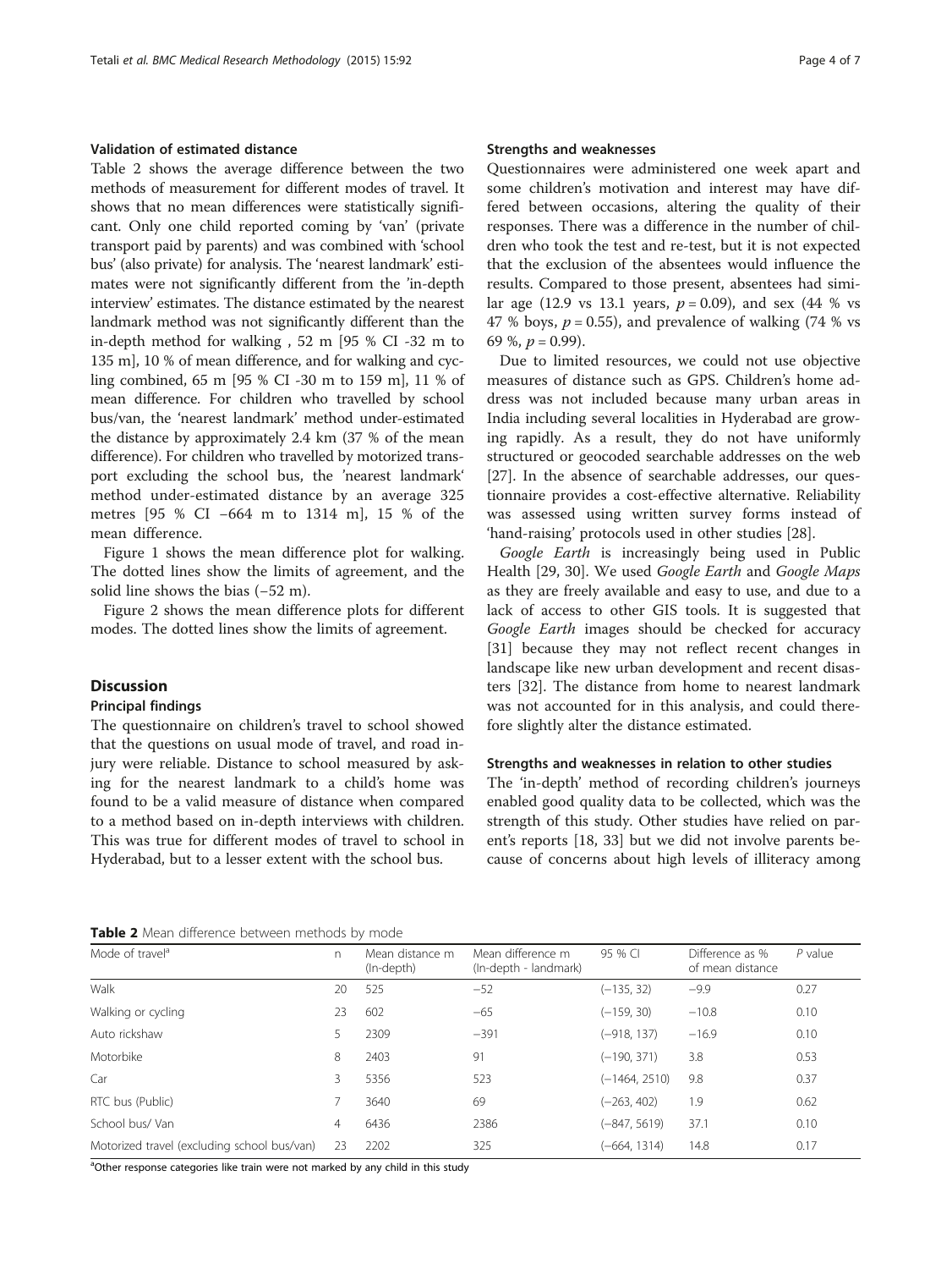### Validation of estimated distance

Table 2 shows the average difference between the two methods of measurement for different modes of travel. It shows that no mean differences were statistically significant. Only one child reported coming by 'van' (private transport paid by parents) and was combined with 'school bus' (also private) for analysis. The 'nearest landmark' estimates were not significantly different from the 'in-depth interview' estimates. The distance estimated by the nearest landmark method was not significantly different than the in-depth method for walking , 52 m [95 % CI -32 m to 135 m], 10 % of mean difference, and for walking and cycling combined, 65 m [95 % CI -30 m to 159 m], 11 % of mean difference. For children who travelled by school bus/van, the 'nearest landmark' method under-estimated the distance by approximately 2.4 km (37 % of the mean difference). For children who travelled by motorized transport excluding the school bus, the 'nearest landmark' method under-estimated distance by an average 325 metres [95 % CI −664 m to 1314 m], 15 % of the mean difference.

Figure 1 shows the mean difference plot for walking. The dotted lines show the limits of agreement, and the solid line shows the bias (−52 m).

Figure 2 shows the mean difference plots for different modes. The dotted lines show the limits of agreement.

## Discussion

### Principal findings

The questionnaire on children's travel to school showed that the questions on usual mode of travel, and road injury were reliable. Distance to school measured by asking for the nearest landmark to a child's home was found to be a valid measure of distance when compared to a method based on in-depth interviews with children. This was true for different modes of travel to school in Hyderabad, but to a lesser extent with the school bus.

### Strengths and weaknesses

Questionnaires were administered one week apart and some children's motivation and interest may have differed between occasions, altering the quality of their responses. There was a difference in the number of children who took the test and re-test, but it is not expected that the exclusion of the absentees would influence the results. Compared to those present, absentees had similar age (12.9 vs 13.1 years, $p = 0.09$), and sex (44 % vs 47 % boys, $p = 0.55$), and prevalence of walking (74 % vs 69 %, $p = 0.99$).

Due to limited resources, we could not use objective measures of distance such as GPS. Children's home address was not included because many urban areas in India including several localities in Hyderabad are growing rapidly. As a result, they do not have uniformly structured or geocoded searchable addresses on the web [27]. In the absence of searchable addresses, our questionnaire provides a cost-effective alternative. Reliability was assessed using written survey forms instead of 'hand-raising' protocols used in other studies [28].

*Google Earth* is increasingly being used in Public Health [29, 30]. We used *Google Earth* and *Google Maps* as they are freely available and easy to use, and due to a lack of access to other GIS tools. It is suggested that *Google Earth* images should be checked for accuracy [31] because they may not reflect recent changes in landscape like new urban development and recent disasters [32]. The distance from home to nearest landmark was not accounted for in this analysis, and could therefore slightly alter the distance estimated.

### Strengths and weaknesses in relation to other studies

The 'in-depth' method of recording children's journeys enabled good quality data to be collected, which was the strength of this study. Other studies have relied on parent's reports [18, 33] but we did not involve parents because of concerns about high levels of illiteracy among

**Table 2** Mean difference between methods by mode

| Mode of travel[a] | n | Mean distance m (In-depth) | Mean difference m (In-depth - landmark) | 95 % CI | Difference as % of mean distance | P value |
|---|---|---|---|---|---|---|
| Walk | 20 | 525 | −52 | (−135, 32) | −9.9 | 0.27 |
| Walking or cycling | 23 | 602 | −65 | (−159, 30) | −10.8 | 0.10 |
| Auto rickshaw | 5 | 2309 | −391 | (−918, 137) | −16.9 | 0.10 |
| Motorbike | 8 | 2403 | 91 | (−190, 371) | 3.8 | 0.53 |
| Car | 3 | 5356 | 523 | (−1464, 2510) | 9.8 | 0.37 |
| RTC bus (Public) | 7 | 3640 | 69 | (−263, 402) | 1.9 | 0.62 |
| School bus/ Van | 4 | 6436 | 2386 | (−847, 5619) | 37.1 | 0.10 |
| Motorized travel (excluding school bus/van) | 23 | 2202 | 325 | (−664, 1314) | 14.8 | 0.17 |

[a]Other response categories like train were not marked by any child in this study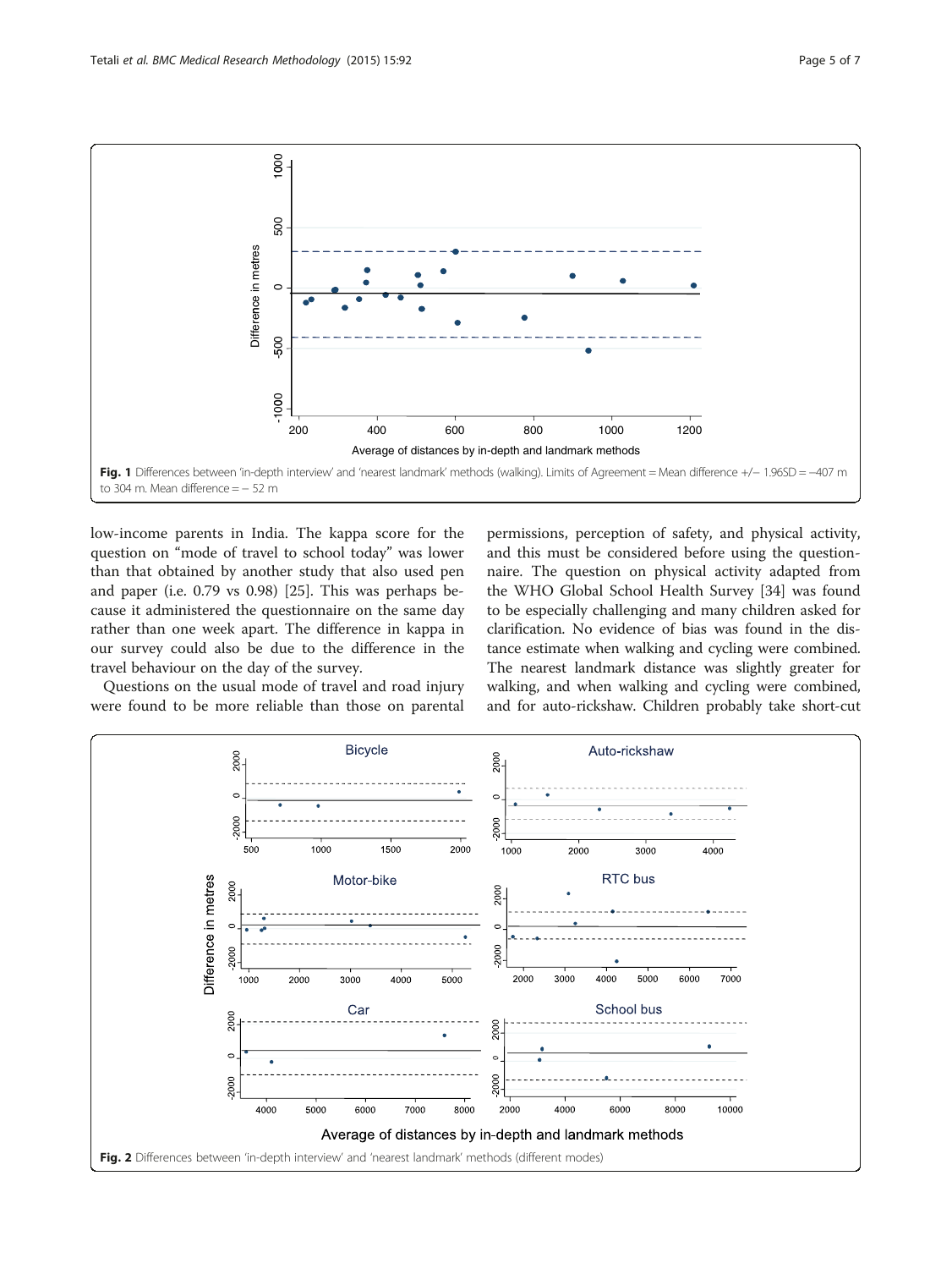Fig. 1 Differences between 'in-depth interview' and 'nearest landmark' methods (walking). Limits of Agreement = Mean difference +/− 1.96SD = −407 m to 304 m. Mean difference = − 52 m

low-income parents in India. The kappa score for the question on "mode of travel to school today" was lower than that obtained by another study that also used pen and paper (i.e. 0.79 vs 0.98) [25]. This was perhaps because it administered the questionnaire on the same day rather than one week apart. The difference in kappa in our survey could also be due to the difference in the travel behaviour on the day of the survey.

Questions on the usual mode of travel and road injury were found to be more reliable than those on parental permissions, perception of safety, and physical activity, and this must be considered before using the questionnaire. The question on physical activity adapted from the WHO Global School Health Survey [34] was found to be especially challenging and many children asked for clarification. No evidence of bias was found in the distance estimate when walking and cycling were combined. The nearest landmark distance was slightly greater for walking, and when walking and cycling were combined, and for auto-rickshaw. Children probably take short-cut

Fig. 2 Differences between 'in-depth interview' and 'nearest landmark' methods (different modes)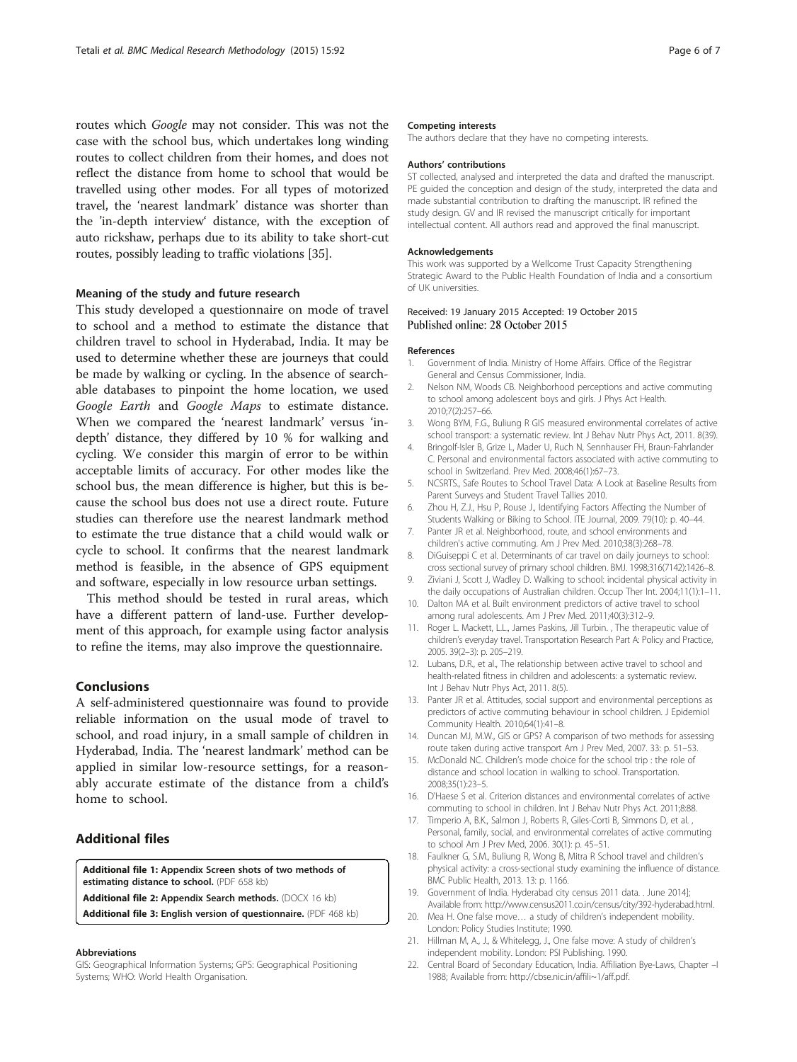routes which *Google* may not consider. This was not the case with the school bus, which undertakes long winding routes to collect children from their homes, and does not reflect the distance from home to school that would be travelled using other modes. For all types of motorized travel, the 'nearest landmark' distance was shorter than the 'in-depth interview' distance, with the exception of auto rickshaw, perhaps due to its ability to take short-cut routes, possibly leading to traffic violations [35].

### Meaning of the study and future research

This study developed a questionnaire on mode of travel to school and a method to estimate the distance that children travel to school in Hyderabad, India. It may be used to determine whether these are journeys that could be made by walking or cycling. In the absence of searchable databases to pinpoint the home location, we used *Google Earth* and *Google Maps* to estimate distance. When we compared the 'nearest landmark' versus 'in-depth' distance, they differed by 10 % for walking and cycling. We consider this margin of error to be within acceptable limits of accuracy. For other modes like the school bus, the mean difference is higher, but this is because the school bus does not use a direct route. Future studies can therefore use the nearest landmark method to estimate the true distance that a child would walk or cycle to school. It confirms that the nearest landmark method is feasible, in the absence of GPS equipment and software, especially in low resource urban settings.

This method should be tested in rural areas, which have a different pattern of land-use. Further development of this approach, for example using factor analysis to refine the items, may also improve the questionnaire.

## Conclusions

A self-administered questionnaire was found to provide reliable information on the usual mode of travel to school, and road injury, in a small sample of children in Hyderabad, India. The 'nearest landmark' method can be applied in similar low-resource settings, for a reasonably accurate estimate of the distance from a child's home to school.

## Additional files

**Additional file 1: Appendix Screen shots of two methods of estimating distance to school.** (PDF 658 kb)

**Additional file 2: Appendix Search methods.** (DOCX 16 kb)

**Additional file 3: English version of questionnaire.** (PDF 468 kb)

#### Abbreviations

GIS: Geographical Information Systems; GPS: Geographical Positioning Systems; WHO: World Health Organisation.

#### Competing interests

The authors declare that they have no competing interests.

#### Authors' contributions

ST collected, analysed and interpreted the data and drafted the manuscript. PE guided the conception and design of the study, interpreted the data and made substantial contribution to drafting the manuscript. IR refined the study design. GV and IR revised the manuscript critically for important intellectual content. All authors read and approved the final manuscript.

#### Acknowledgements

This work was supported by a Wellcome Trust Capacity Strengthening Strategic Award to the Public Health Foundation of India and a consortium of UK universities.

Received: 19 January 2015 Accepted: 19 October 2015
Published online: 28 October 2015

#### References

1. Government of India. Ministry of Home Affairs. Office of the Registrar General and Census Commissioner, India.
2. Nelson NM, Woods CB. Neighborhood perceptions and active commuting to school among adolescent boys and girls. J Phys Act Health. 2010;7(2):257–66.
3. Wong BYM, F.G., Buliung R GIS measured environmental correlates of active school transport: a systematic review. Int J Behav Nutr Phys Act, 2011. 8(39).
4. Bringolf-Isler B, Grize L, Mader U, Ruch N, Sennhauser FH, Braun-Fahrlander C. Personal and environmental factors associated with active commuting to school in Switzerland. Prev Med. 2008;46(1):67–73.
5. NCSRTS., Safe Routes to School Travel Data: A Look at Baseline Results from Parent Surveys and Student Travel Tallies 2010.
6. Zhou H, Z.J., Hsu P, Rouse J., Identifying Factors Affecting the Number of Students Walking or Biking to School. ITE Journal, 2009. 79(10): p. 40–44.
7. Panter JR et al. Neighborhood, route, and school environments and children's active commuting. Am J Prev Med. 2010;38(3):268–78.
8. DiGuiseppi C et al. Determinants of car travel on daily journeys to school: cross sectional survey of primary school children. BMJ. 1998;316(7142):1426–8.
9. Ziviani J, Scott J, Wadley D. Walking to school: incidental physical activity in the daily occupations of Australian children. Occup Ther Int. 2004;11(1):1–11.
10. Dalton MA et al. Built environment predictors of active travel to school among rural adolescents. Am J Prev Med. 2011;40(3):312–9.
11. Roger L. Mackett, L.L., James Paskins, Jill Turbin. , The therapeutic value of children's everyday travel. Transportation Research Part A: Policy and Practice, 2005. 39(2–3): p. 205–219.
12. Lubans, D.R., et al., The relationship between active travel to school and health-related fitness in children and adolescents: a systematic review. Int J Behav Nutr Phys Act, 2011. 8(5).
13. Panter JR et al. Attitudes, social support and environmental perceptions as predictors of active commuting behaviour in school children. J Epidemiol Community Health. 2010;64(1):41–8.
14. Duncan MJ, M.W., GIS or GPS? A comparison of two methods for assessing route taken during active transport Am J Prev Med, 2007. 33: p. 51–53.
15. McDonald NC. Children's mode choice for the school trip : the role of distance and school location in walking to school. Transportation. 2008;35(1):23–5.
16. D'Haese S et al. Criterion distances and environmental correlates of active commuting to school in children. Int J Behav Nutr Phys Act. 2011;8:88.
17. Timperio A, B.K., Salmon J, Roberts R, Giles-Corti B, Simmons D, et al. , Personal, family, social, and environmental correlates of active commuting to school Am J Prev Med, 2006. 30(1): p. 45–51.
18. Faulkner G, S.M., Buliung R, Wong B, Mitra R School travel and children's physical activity: a cross-sectional study examining the influence of distance. BMC Public Health, 2013. 13: p. 1166.
19. Government of India. Hyderabad city census 2011 data. . June 2014]; Available from: http://www.census2011.co.in/census/city/392-hyderabad.html.
20. Mea H. One false move… a study of children's independent mobility. London: Policy Studies Institute; 1990.
21. Hillman M, A., J., & Whitelegg, J., One false move: A study of children's independent mobility. London: PSI Publishing. 1990.
22. Central Board of Secondary Education, India. Affiliation Bye-Laws, Chapter –I 1988; Available from: http://cbse.nic.in/affili~1/aff.pdf.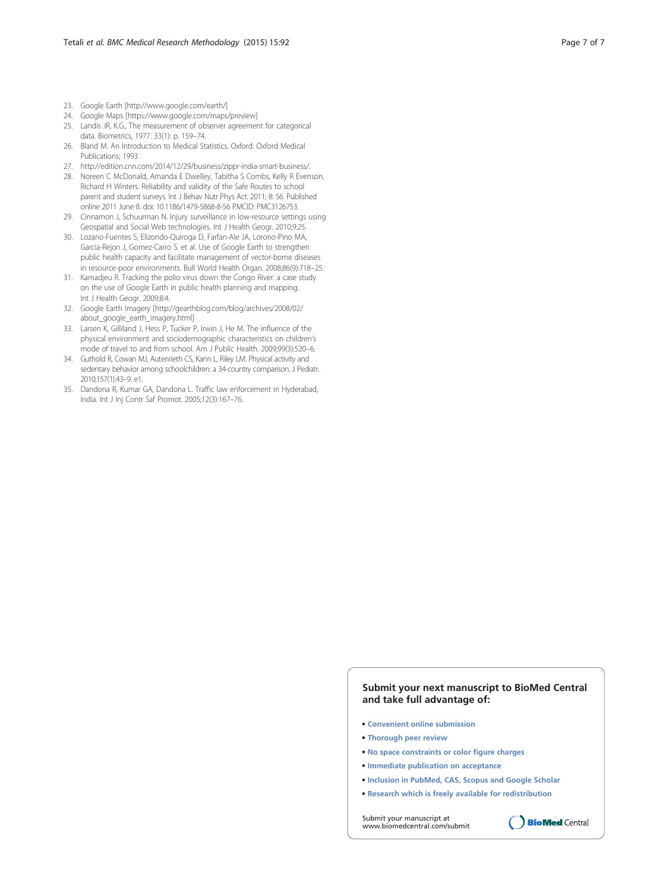23. Google Earth [http://www.google.com/earth/]
24. Google Maps [https://www.google.com/maps/preview]
25. Landis JR, K.G., The measurement of observer agreement for categorical data. Biometrics, 1977. 33(1): p. 159–74.
26. Bland M. An Introduction to Medical Statistics. Oxford: Oxford Medical Publications; 1993.
27. http://edition.cnn.com/2014/12/29/business/zippr-india-smart-business/.
28. Noreen C McDonald, Amanda E Dwelley, Tabitha S Combs, Kelly R Evenson, Richard H Winters. Reliability and validity of the Safe Routes to school parent and student surveys. Int J Behav Nutr Phys Act. 2011; 8: 56. Published online 2011 June 8. doi: 10.1186/1479-5868-8-56 PMCID: PMC3126753.
29. Cinnamon J, Schuurman N. Injury surveillance in low-resource settings using Geospatial and Social Web technologies. Int J Health Geogr. 2010;9:25.
30. Lozano-Fuentes S, Elizondo-Quiroga D, Farfan-Ale JA, Lorono-Pino MA, Garcia-Rejon J, Gomez-Carro S. et al. Use of Google Earth to strengthen public health capacity and facilitate management of vector-borne diseases in resource-poor environments. Bull World Health Organ. 2008;86(9):718–25.
31. Kamadjeu R. Tracking the polio virus down the Congo River: a case study on the use of Google Earth in public health planning and mapping. Int J Health Geogr. 2009;8:4.
32. Google Earth Imagery [http://gearthblog.com/blog/archives/2008/02/about_google_earth_imagery.html]
33. Larsen K, Gilliland J, Hess P, Tucker P, Irwin J, He M. The influence of the physical environment and sociodemographic characteristics on children's mode of travel to and from school. Am J Public Health. 2009;99(3):520–6.
34. Guthold R, Cowan MJ, Autenrieth CS, Kann L, Riley LM. Physical activity and sedentary behavior among schoolchildren: a 34-country comparison. J Pediatr. 2010;157(1):43–9. e1.
35. Dandona R, Kumar GA, Dandona L. Traffic law enforcement in Hyderabad, India. Int J Inj Contr Saf Promot. 2005;12(3):167–76.

**Submit your next manuscript to BioMed Central and take full advantage of:**

- **Convenient online submission**
- **Thorough peer review**
- **No space constraints or color figure charges**
- **Immediate publication on acceptance**
- **Inclusion in PubMed, CAS, Scopus and Google Scholar**
- **Research which is freely available for redistribution**

Submit your manuscript at
www.biomedcentral.com/submit

BioMed Central